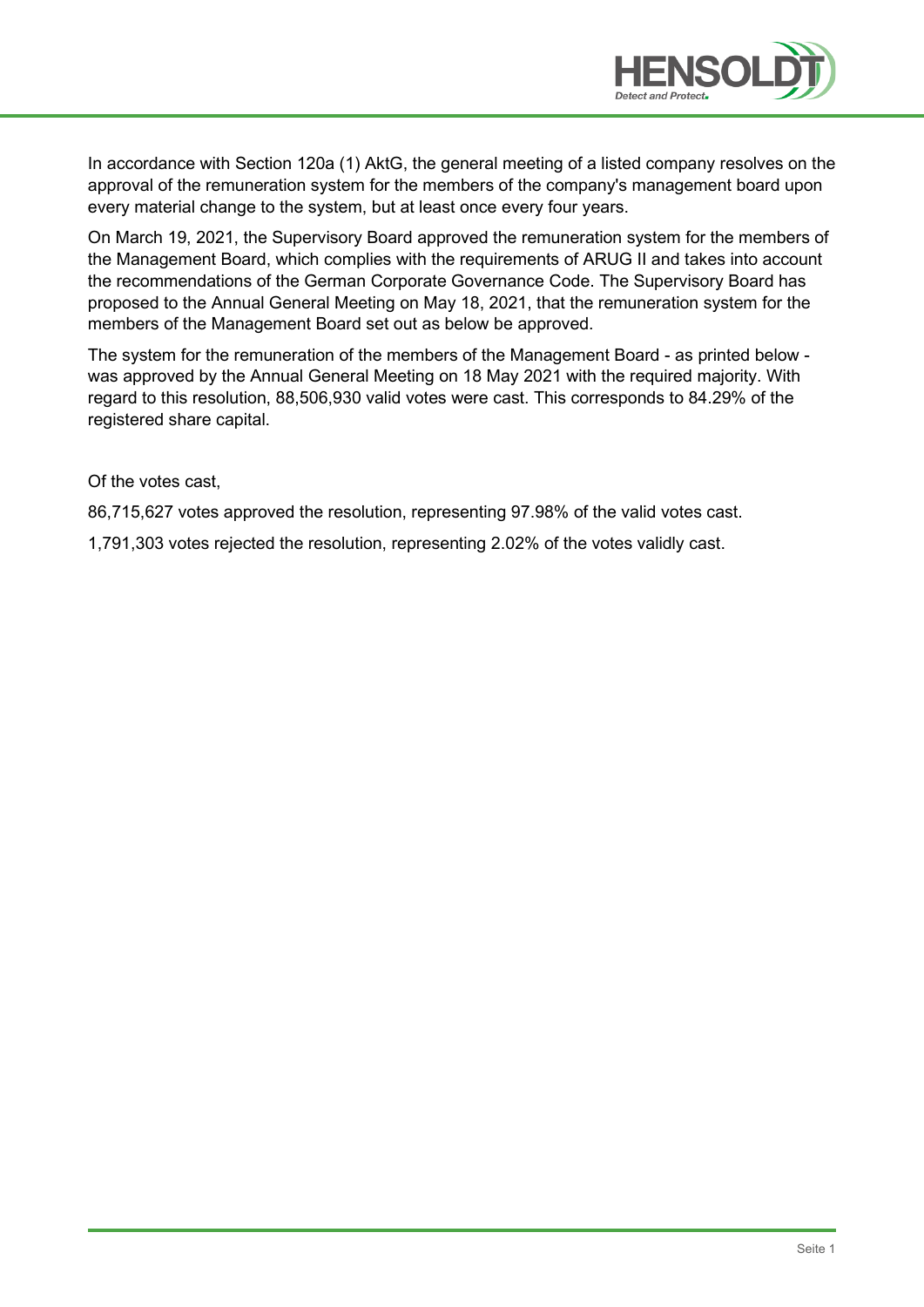In accordance with Section 120a (1) AktG, the general meeting of a listed company resolves on the approval of the remuneration system for the members of the company's management board upon every material change to the system, but at least once every four years.

On March 19, 2021, the Supervisory Board approved the remuneration system for the members of the Management Board, which complies with the requirements of ARUG II and takes into account the recommendations of the German Corporate Governance Code. The Supervisory Board has proposed to the Annual General Meeting on May 18, 2021, that the remuneration system for the members of the Management Board set out as below be approved.

The system for the remuneration of the members of the Management Board - as printed below - was approved by the Annual General Meeting on 18 May 2021 with the required majority. With regard to this resolution, 88,506,930 valid votes were cast. This corresponds to 84.29% of the registered share capital.

Of the votes cast,

86,715,627 votes approved the resolution, representing 97.98% of the valid votes cast.

1,791,303 votes rejected the resolution, representing 2.02% of the votes validly cast.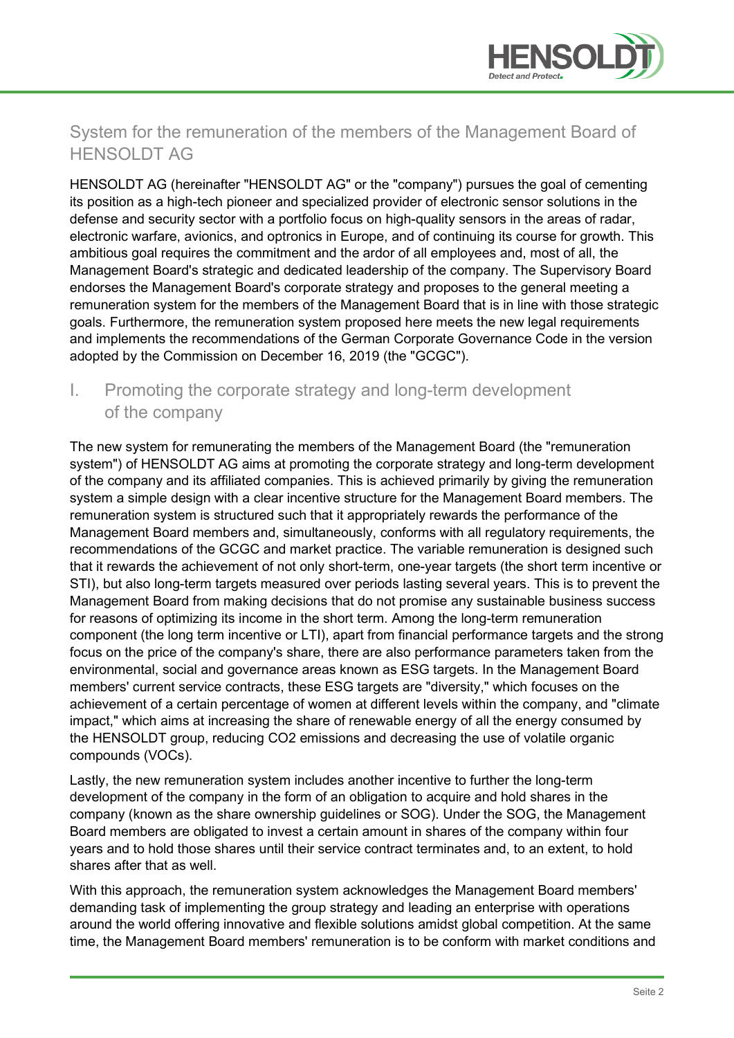# System for the remuneration of the members of the Management Board of HENSOLDT AG

HENSOLDT AG (hereinafter "HENSOLDT AG" or the "company") pursues the goal of cementing its position as a high-tech pioneer and specialized provider of electronic sensor solutions in the defense and security sector with a portfolio focus on high-quality sensors in the areas of radar, electronic warfare, avionics, and optronics in Europe, and of continuing its course for growth. This ambitious goal requires the commitment and the ardor of all employees and, most of all, the Management Board's strategic and dedicated leadership of the company. The Supervisory Board endorses the Management Board's corporate strategy and proposes to the general meeting a remuneration system for the members of the Management Board that is in line with those strategic goals. Furthermore, the remuneration system proposed here meets the new legal requirements and implements the recommendations of the German Corporate Governance Code in the version adopted by the Commission on December 16, 2019 (the "GCGC").

## I. Promoting the corporate strategy and long-term development of the company

The new system for remunerating the members of the Management Board (the "remuneration system") of HENSOLDT AG aims at promoting the corporate strategy and long-term development of the company and its affiliated companies. This is achieved primarily by giving the remuneration system a simple design with a clear incentive structure for the Management Board members. The remuneration system is structured such that it appropriately rewards the performance of the Management Board members and, simultaneously, conforms with all regulatory requirements, the recommendations of the GCGC and market practice. The variable remuneration is designed such that it rewards the achievement of not only short-term, one-year targets (the short term incentive or STI), but also long-term targets measured over periods lasting several years. This is to prevent the Management Board from making decisions that do not promise any sustainable business success for reasons of optimizing its income in the short term. Among the long-term remuneration component (the long term incentive or LTI), apart from financial performance targets and the strong focus on the price of the company's share, there are also performance parameters taken from the environmental, social and governance areas known as ESG targets. In the Management Board members' current service contracts, these ESG targets are "diversity," which focuses on the achievement of a certain percentage of women at different levels within the company, and "climate impact," which aims at increasing the share of renewable energy of all the energy consumed by the HENSOLDT group, reducing $CO_2$ emissions and decreasing the use of volatile organic compounds (VOCs).

Lastly, the new remuneration system includes another incentive to further the long-term development of the company in the form of an obligation to acquire and hold shares in the company (known as the share ownership guidelines or SOG). Under the SOG, the Management Board members are obligated to invest a certain amount in shares of the company within four years and to hold those shares until their service contract terminates and, to an extent, to hold shares after that as well.

With this approach, the remuneration system acknowledges the Management Board members' demanding task of implementing the group strategy and leading an enterprise with operations around the world offering innovative and flexible solutions amidst global competition. At the same time, the Management Board members' remuneration is to be conform with market conditions and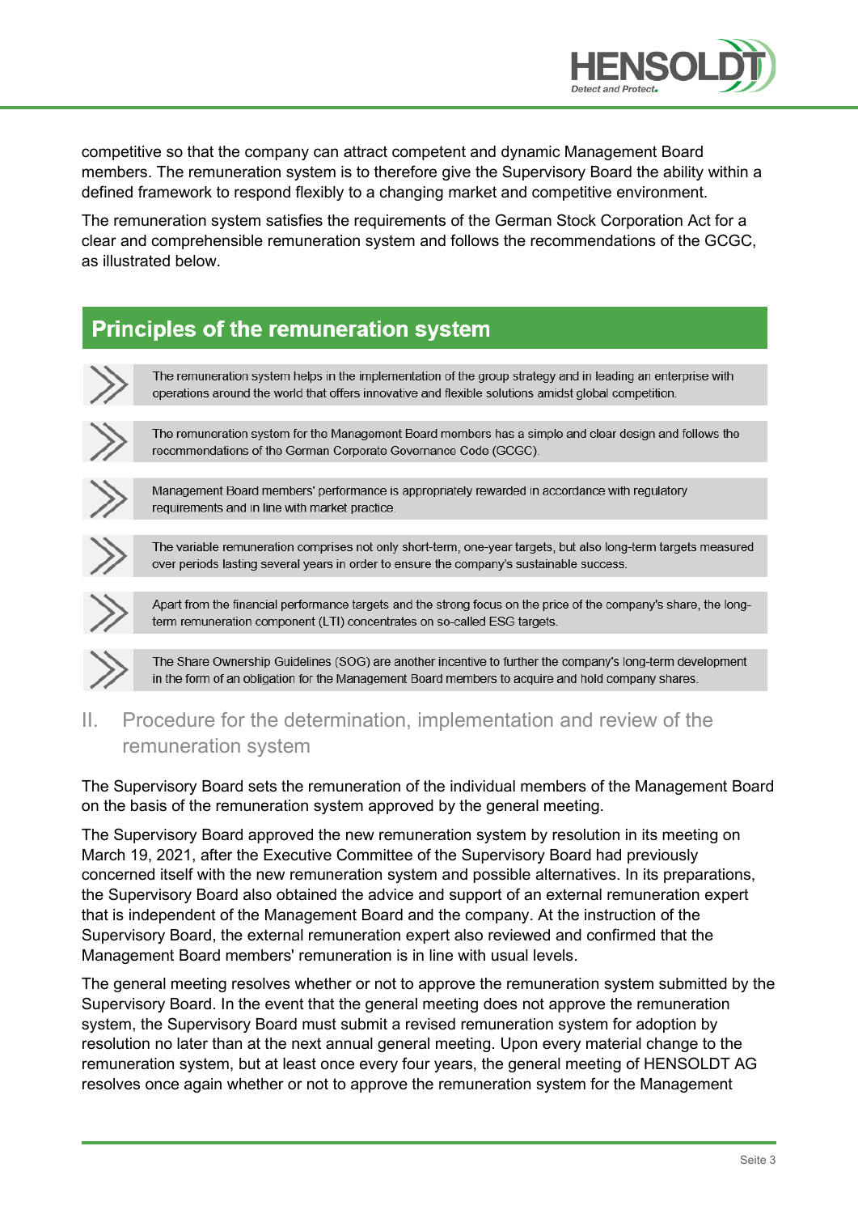competitive so that the company can attract competent and dynamic Management Board members. The remuneration system is to therefore give the Supervisory Board the ability within a defined framework to respond flexibly to a changing market and competitive environment.

The remuneration system satisfies the requirements of the German Stock Corporation Act for a clear and comprehensible remuneration system and follows the recommendations of the GCGC, as illustrated below.

## Principles of the remuneration system

- The remuneration system helps in the implementation of the group strategy and in leading an enterprise with operations around the world that offers innovative and flexible solutions amidst global competition.
- The remuneration system for the Management Board members has a simple and clear design and follows the recommendations of the German Corporate Governance Code (GCGC).
- Management Board members' performance is appropriately rewarded in accordance with regulatory requirements and in line with market practice.
- The variable remuneration comprises not only short-term, one-year targets, but also long-term targets measured over periods lasting several years in order to ensure the company's sustainable success.
- Apart from the financial performance targets and the strong focus on the price of the company's share, the long-term remuneration component (LTI) concentrates on so-called ESG targets.
- The Share Ownership Guidelines (SOG) are another incentive to further the company's long-term development in the form of an obligation for the Management Board members to acquire and hold company shares.

## II. Procedure for the determination, implementation and review of the remuneration system

The Supervisory Board sets the remuneration of the individual members of the Management Board on the basis of the remuneration system approved by the general meeting.

The Supervisory Board approved the new remuneration system by resolution in its meeting on March 19, 2021, after the Executive Committee of the Supervisory Board had previously concerned itself with the new remuneration system and possible alternatives. In its preparations, the Supervisory Board also obtained the advice and support of an external remuneration expert that is independent of the Management Board and the company. At the instruction of the Supervisory Board, the external remuneration expert also reviewed and confirmed that the Management Board members' remuneration is in line with usual levels.

The general meeting resolves whether or not to approve the remuneration system submitted by the Supervisory Board. In the event that the general meeting does not approve the remuneration system, the Supervisory Board must submit a revised remuneration system for adoption by resolution no later than at the next annual general meeting. Upon every material change to the remuneration system, but at least once every four years, the general meeting of HENSOLDT AG resolves once again whether or not to approve the remuneration system for the Management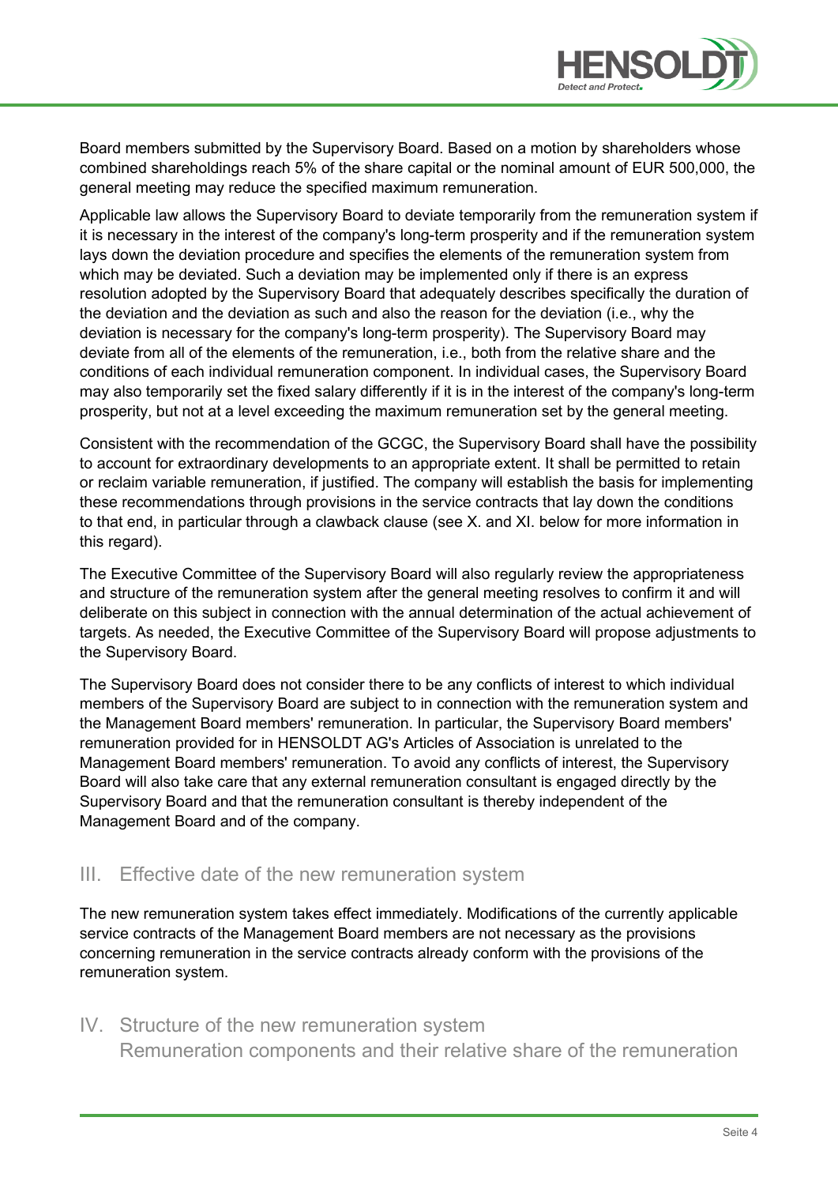Board members submitted by the Supervisory Board. Based on a motion by shareholders whose combined shareholdings reach 5% of the share capital or the nominal amount of EUR 500,000, the general meeting may reduce the specified maximum remuneration.

Applicable law allows the Supervisory Board to deviate temporarily from the remuneration system if it is necessary in the interest of the company's long-term prosperity and if the remuneration system lays down the deviation procedure and specifies the elements of the remuneration system from which may be deviated. Such a deviation may be implemented only if there is an express resolution adopted by the Supervisory Board that adequately describes specifically the duration of the deviation and the deviation as such and also the reason for the deviation (i.e., why the deviation is necessary for the company's long-term prosperity). The Supervisory Board may deviate from all of the elements of the remuneration, i.e., both from the relative share and the conditions of each individual remuneration component. In individual cases, the Supervisory Board may also temporarily set the fixed salary differently if it is in the interest of the company's long-term prosperity, but not at a level exceeding the maximum remuneration set by the general meeting.

Consistent with the recommendation of the GCGC, the Supervisory Board shall have the possibility to account for extraordinary developments to an appropriate extent. It shall be permitted to retain or reclaim variable remuneration, if justified. The company will establish the basis for implementing these recommendations through provisions in the service contracts that lay down the conditions to that end, in particular through a clawback clause (see X. and XI. below for more information in this regard).

The Executive Committee of the Supervisory Board will also regularly review the appropriateness and structure of the remuneration system after the general meeting resolves to confirm it and will deliberate on this subject in connection with the annual determination of the actual achievement of targets. As needed, the Executive Committee of the Supervisory Board will propose adjustments to the Supervisory Board.

The Supervisory Board does not consider there to be any conflicts of interest to which individual members of the Supervisory Board are subject to in connection with the remuneration system and the Management Board members' remuneration. In particular, the Supervisory Board members' remuneration provided for in HENSOLDT AG's Articles of Association is unrelated to the Management Board members' remuneration. To avoid any conflicts of interest, the Supervisory Board will also take care that any external remuneration consultant is engaged directly by the Supervisory Board and that the remuneration consultant is thereby independent of the Management Board and of the company.

## III. Effective date of the new remuneration system

The new remuneration system takes effect immediately. Modifications of the currently applicable service contracts of the Management Board members are not necessary as the provisions concerning remuneration in the service contracts already conform with the provisions of the remuneration system.

## IV. Structure of the new remuneration system

### Remuneration components and their relative share of the remuneration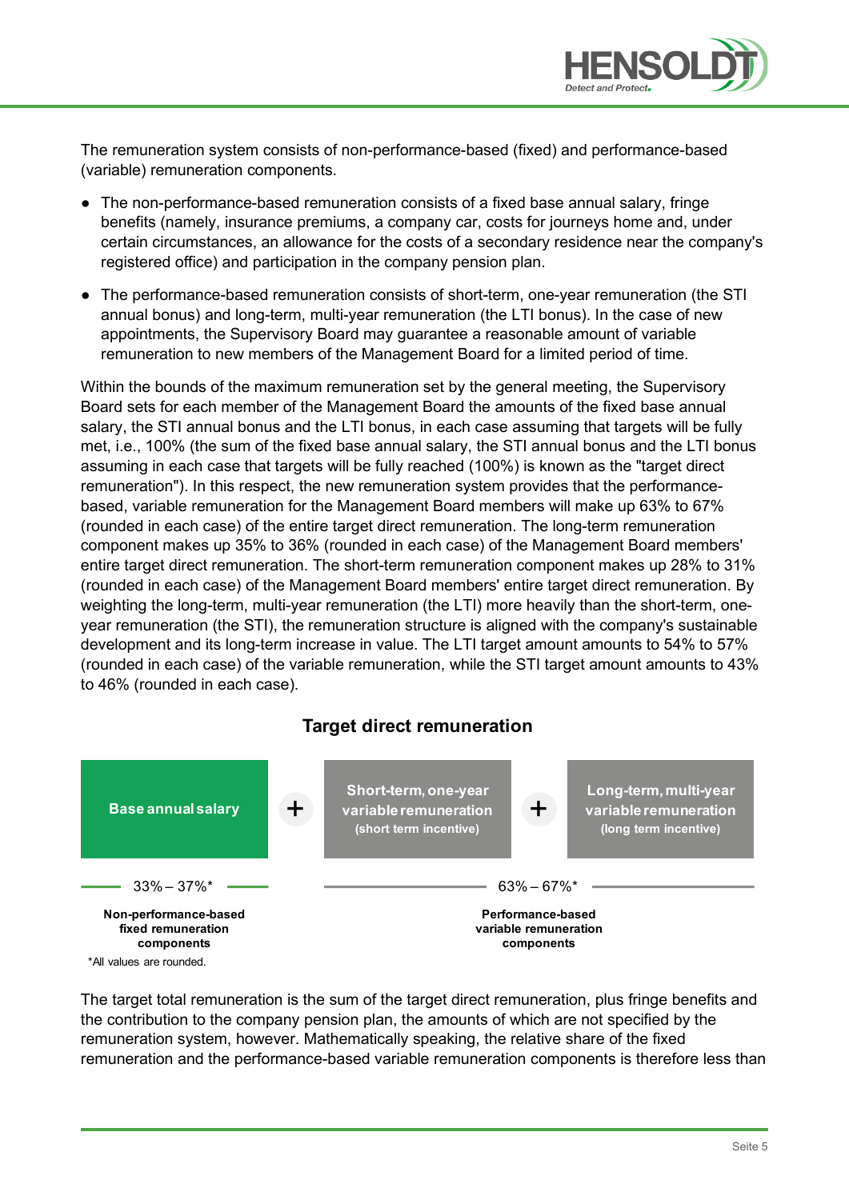The remuneration system consists of non-performance-based (fixed) and performance-based (variable) remuneration components.

- The non-performance-based remuneration consists of a fixed base annual salary, fringe benefits (namely, insurance premiums, a company car, costs for journeys home and, under certain circumstances, an allowance for the costs of a secondary residence near the company's registered office) and participation in the company pension plan.
- The performance-based remuneration consists of short-term, one-year remuneration (the STI annual bonus) and long-term, multi-year remuneration (the LTI bonus). In the case of new appointments, the Supervisory Board may guarantee a reasonable amount of variable remuneration to new members of the Management Board for a limited period of time.

Within the bounds of the maximum remuneration set by the general meeting, the Supervisory Board sets for each member of the Management Board the amounts of the fixed base annual salary, the STI annual bonus and the LTI bonus, in each case assuming that targets will be fully met, i.e., 100% (the sum of the fixed base annual salary, the STI annual bonus and the LTI bonus assuming in each case that targets will be fully reached (100%) is known as the "target direct remuneration"). In this respect, the new remuneration system provides that the performance-based, variable remuneration for the Management Board members will make up 63% to 67% (rounded in each case) of the entire target direct remuneration. The long-term remuneration component makes up 35% to 36% (rounded in each case) of the Management Board members' entire target direct remuneration. The short-term remuneration component makes up 28% to 31% (rounded in each case) of the Management Board members' entire target direct remuneration. By weighting the long-term, multi-year remuneration (the LTI) more heavily than the short-term, one-year remuneration (the STI), the remuneration structure is aligned with the company's sustainable development and its long-term increase in value. The LTI target amount amounts to 54% to 57% (rounded in each case) of the variable remuneration, while the STI target amount amounts to 43% to 46% (rounded in each case).

## Target direct remuneration

| Base annual salary | + | Short-term, one-year variable remuneration (short term incentive) | + | Long-term, multi-year variable remuneration (long term incentive) |
|---|---|---|---|---|
| 33% – 37%* | | 63% – 67%* | | |
| **Non-performance-based fixed remuneration components** | | **Performance-based variable remuneration components** | | |

*All values are rounded.

The target total remuneration is the sum of the target direct remuneration, plus fringe benefits and the contribution to the company pension plan, the amounts of which are not specified by the remuneration system, however. Mathematically speaking, the relative share of the fixed remuneration and the performance-based variable remuneration components is therefore less than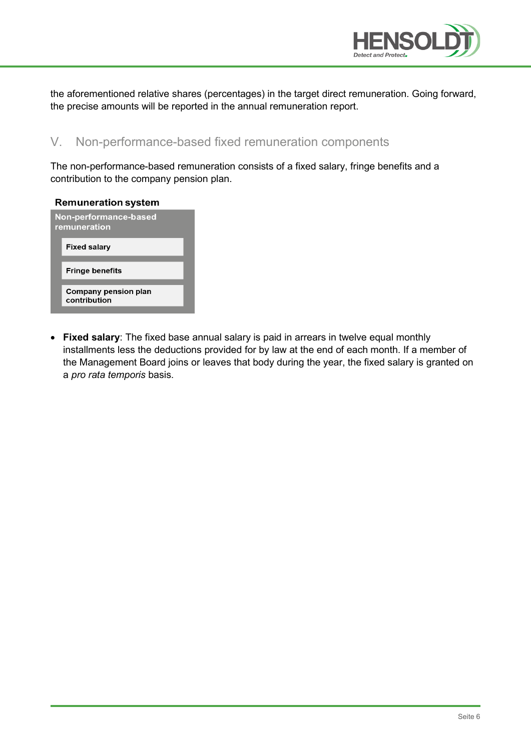the aforementioned relative shares (percentages) in the target direct remuneration. Going forward, the precise amounts will be reported in the annual remuneration report.

## V. Non-performance-based fixed remuneration components

The non-performance-based remuneration consists of a fixed salary, fringe benefits and a contribution to the company pension plan.

**Remuneration system**

| Non-performance-based remuneration |
|---|
| Fixed salary |
| Fringe benefits |
| Company pension plan contribution |

- **Fixed salary**: The fixed base annual salary is paid in arrears in twelve equal monthly installments less the deductions provided for by law at the end of each month. If a member of the Management Board joins or leaves that body during the year, the fixed salary is granted on a *pro rata temporis* basis.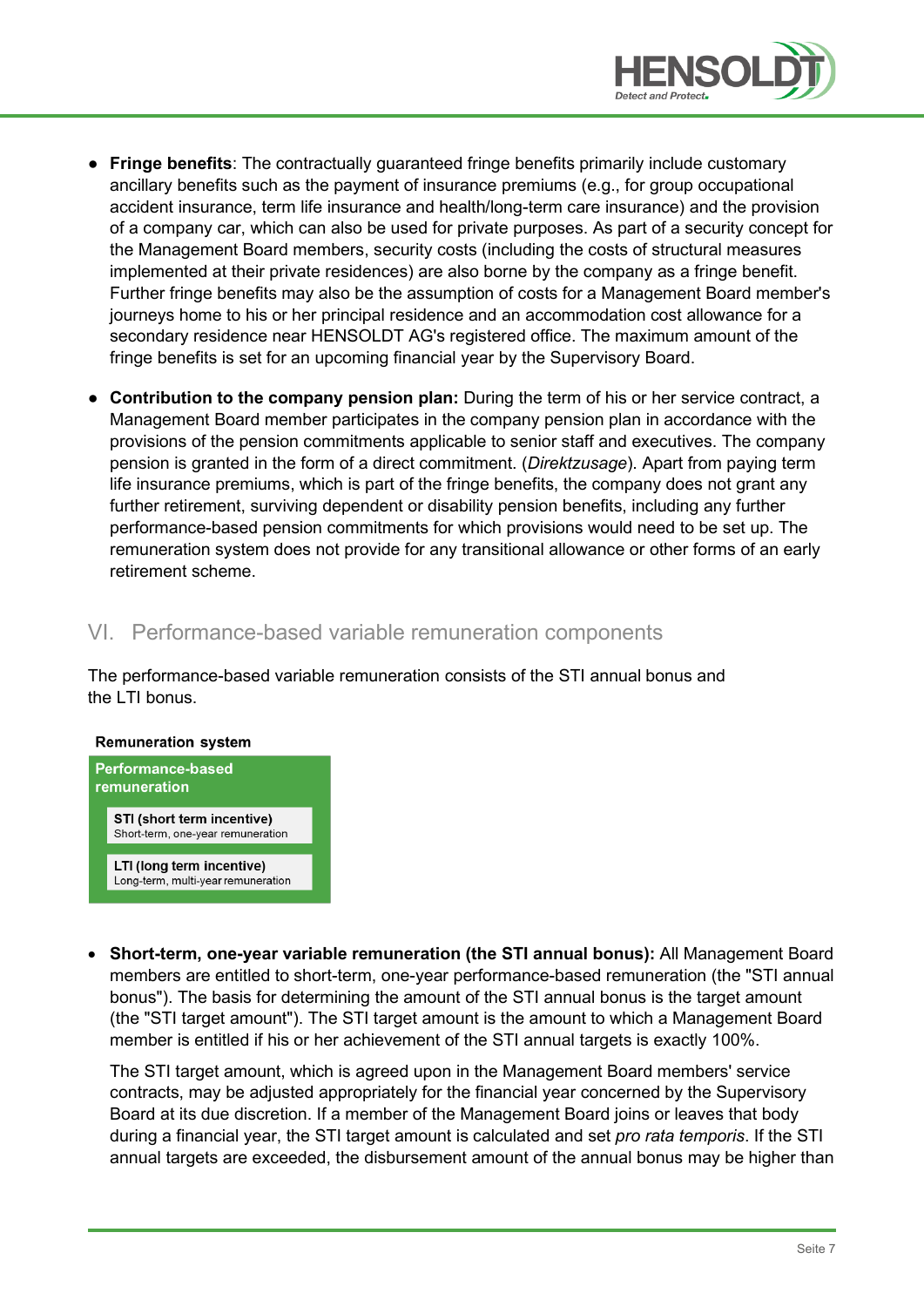- **Fringe benefits**: The contractually guaranteed fringe benefits primarily include customary ancillary benefits such as the payment of insurance premiums (e.g., for group occupational accident insurance, term life insurance and health/long-term care insurance) and the provision of a company car, which can also be used for private purposes. As part of a security concept for the Management Board members, security costs (including the costs of structural measures implemented at their private residences) are also borne by the company as a fringe benefit. Further fringe benefits may also be the assumption of costs for a Management Board member's journeys home to his or her principal residence and an accommodation cost allowance for a secondary residence near HENSOLDT AG's registered office. The maximum amount of the fringe benefits is set for an upcoming financial year by the Supervisory Board.

- **Contribution to the company pension plan:** During the term of his or her service contract, a Management Board member participates in the company pension plan in accordance with the provisions of the pension commitments applicable to senior staff and executives. The company pension is granted in the form of a direct commitment. (*Direktzusage*). Apart from paying term life insurance premiums, which is part of the fringe benefits, the company does not grant any further retirement, surviving dependent or disability pension benefits, including any further performance-based pension commitments for which provisions would need to be set up. The remuneration system does not provide for any transitional allowance or other forms of an early retirement scheme.

## VI. Performance-based variable remuneration components

The performance-based variable remuneration consists of the STI annual bonus and the LTI bonus.

**Remuneration system**

**Performance-based remuneration**

- **STI (short term incentive)** Short-term, one-year remuneration
- **LTI (long term incentive)** Long-term, multi-year remuneration

- **Short-term, one-year variable remuneration (the STI annual bonus):** All Management Board members are entitled to short-term, one-year performance-based remuneration (the "STI annual bonus"). The basis for determining the amount of the STI annual bonus is the target amount (the "STI target amount"). The STI target amount is the amount to which a Management Board member is entitled if his or her achievement of the STI annual targets is exactly 100%.

  The STI target amount, which is agreed upon in the Management Board members' service contracts, may be adjusted appropriately for the financial year concerned by the Supervisory Board at its due discretion. If a member of the Management Board joins or leaves that body during a financial year, the STI target amount is calculated and set *pro rata temporis*. If the STI annual targets are exceeded, the disbursement amount of the annual bonus may be higher than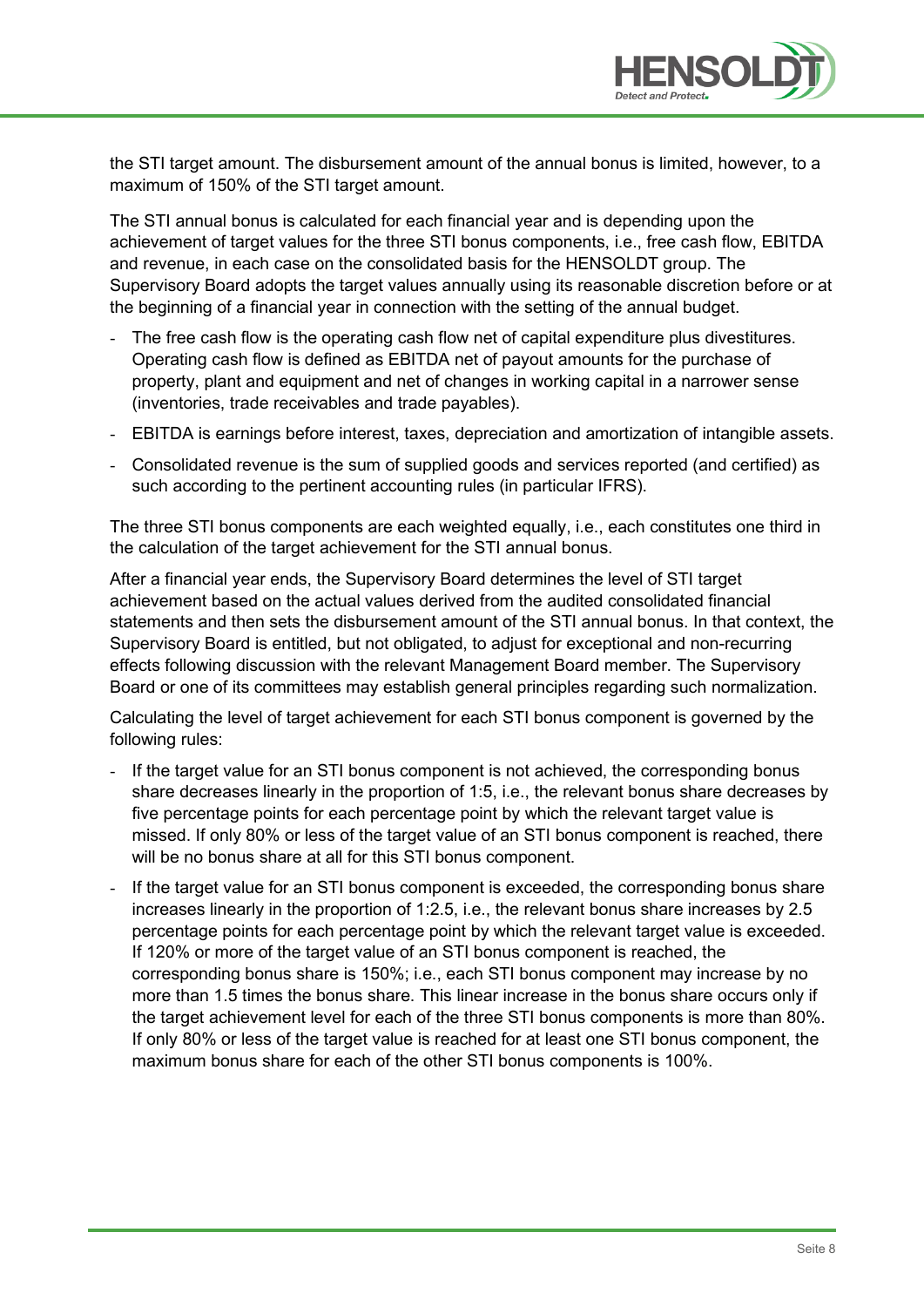the STI target amount. The disbursement amount of the annual bonus is limited, however, to a maximum of 150% of the STI target amount.

The STI annual bonus is calculated for each financial year and is depending upon the achievement of target values for the three STI bonus components, i.e., free cash flow, EBITDA and revenue, in each case on the consolidated basis for the HENSOLDT group. The Supervisory Board adopts the target values annually using its reasonable discretion before or at the beginning of a financial year in connection with the setting of the annual budget.

- The free cash flow is the operating cash flow net of capital expenditure plus divestitures. Operating cash flow is defined as EBITDA net of payout amounts for the purchase of property, plant and equipment and net of changes in working capital in a narrower sense (inventories, trade receivables and trade payables).
- EBITDA is earnings before interest, taxes, depreciation and amortization of intangible assets.
- Consolidated revenue is the sum of supplied goods and services reported (and certified) as such according to the pertinent accounting rules (in particular IFRS).

The three STI bonus components are each weighted equally, i.e., each constitutes one third in the calculation of the target achievement for the STI annual bonus.

After a financial year ends, the Supervisory Board determines the level of STI target achievement based on the actual values derived from the audited consolidated financial statements and then sets the disbursement amount of the STI annual bonus. In that context, the Supervisory Board is entitled, but not obligated, to adjust for exceptional and non-recurring effects following discussion with the relevant Management Board member. The Supervisory Board or one of its committees may establish general principles regarding such normalization.

Calculating the level of target achievement for each STI bonus component is governed by the following rules:

- If the target value for an STI bonus component is not achieved, the corresponding bonus share decreases linearly in the proportion of 1:5, i.e., the relevant bonus share decreases by five percentage points for each percentage point by which the relevant target value is missed. If only 80% or less of the target value of an STI bonus component is reached, there will be no bonus share at all for this STI bonus component.
- If the target value for an STI bonus component is exceeded, the corresponding bonus share increases linearly in the proportion of 1:2.5, i.e., the relevant bonus share increases by 2.5 percentage points for each percentage point by which the relevant target value is exceeded. If 120% or more of the target value of an STI bonus component is reached, the corresponding bonus share is 150%; i.e., each STI bonus component may increase by no more than 1.5 times the bonus share. This linear increase in the bonus share occurs only if the target achievement level for each of the three STI bonus components is more than 80%. If only 80% or less of the target value is reached for at least one STI bonus component, the maximum bonus share for each of the other STI bonus components is 100%.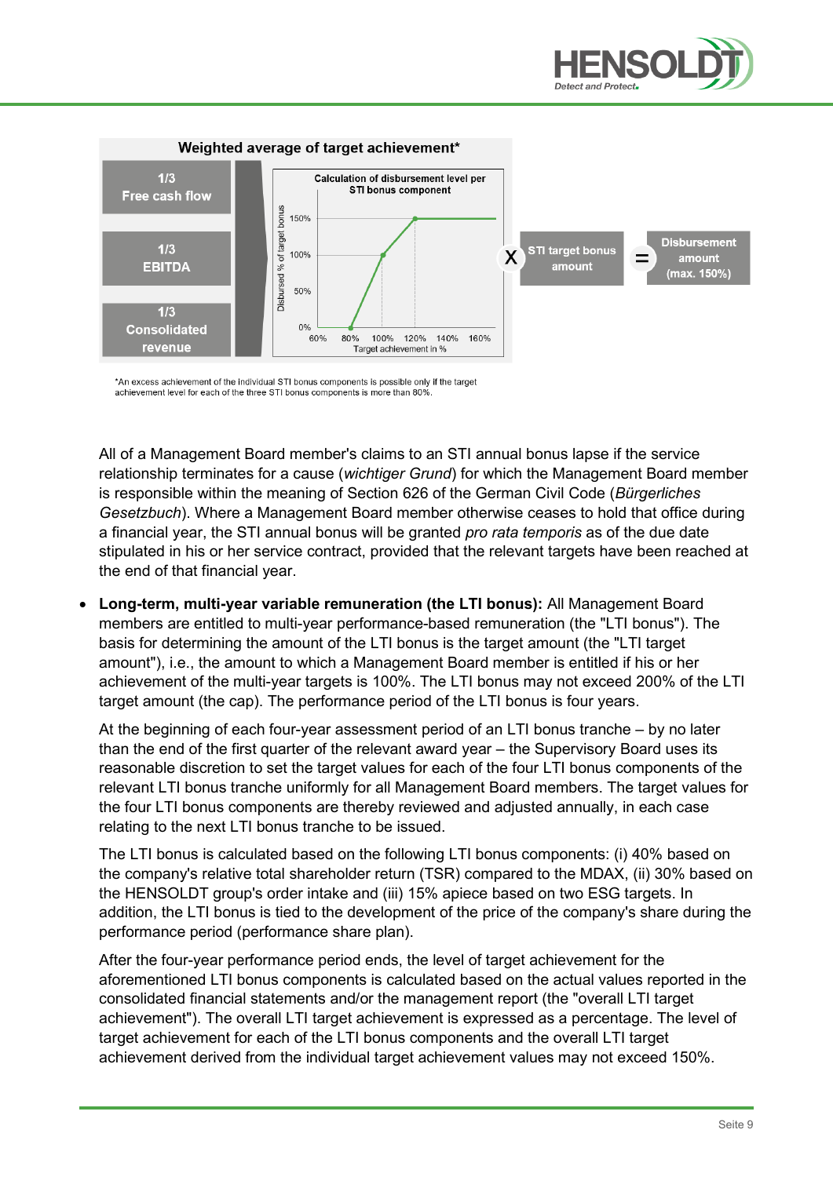**Weighted average of target achievement***

| 1/3 Free cash flow |
| --- |
| 1/3 EBITDA |
| 1/3 Consolidated revenue |

Calculation of disbursement level per STI bonus component

Disbursed % of target bonus: 0%, 50%, 100%, 150%

Target achievement in %: 60%, 80%, 100%, 120%, 140%, 160%

X STI target bonus amount = Disbursement amount (max. 150%)

*An excess achievement of the individual STI bonus components is possible only if the target achievement level for each of the three STI bonus components is more than 80%.

All of a Management Board member's claims to an STI annual bonus lapse if the service relationship terminates for a cause (*wichtiger Grund*) for which the Management Board member is responsible within the meaning of Section 626 of the German Civil Code (*Bürgerliches Gesetzbuch*). Where a Management Board member otherwise ceases to hold that office during a financial year, the STI annual bonus will be granted *pro rata temporis* as of the due date stipulated in his or her service contract, provided that the relevant targets have been reached at the end of that financial year.

- **Long-term, multi-year variable remuneration (the LTI bonus):** All Management Board members are entitled to multi-year performance-based remuneration (the "LTI bonus"). The basis for determining the amount of the LTI bonus is the target amount (the "LTI target amount"), i.e., the amount to which a Management Board member is entitled if his or her achievement of the multi-year targets is 100%. The LTI bonus may not exceed 200% of the LTI target amount (the cap). The performance period of the LTI bonus is four years.

  At the beginning of each four-year assessment period of an LTI bonus tranche – by no later than the end of the first quarter of the relevant award year – the Supervisory Board uses its reasonable discretion to set the target values for each of the four LTI bonus components of the relevant LTI bonus tranche uniformly for all Management Board members. The target values for the four LTI bonus components are thereby reviewed and adjusted annually, in each case relating to the next LTI bonus tranche to be issued.

  The LTI bonus is calculated based on the following LTI bonus components: (i) 40% based on the company's relative total shareholder return (TSR) compared to the MDAX, (ii) 30% based on the HENSOLDT group's order intake and (iii) 15% apiece based on two ESG targets. In addition, the LTI bonus is tied to the development of the price of the company's share during the performance period (performance share plan).

  After the four-year performance period ends, the level of target achievement for the aforementioned LTI bonus components is calculated based on the actual values reported in the consolidated financial statements and/or the management report (the "overall LTI target achievement"). The overall LTI target achievement is expressed as a percentage. The level of target achievement for each of the LTI bonus components and the overall LTI target achievement derived from the individual target achievement values may not exceed 150%.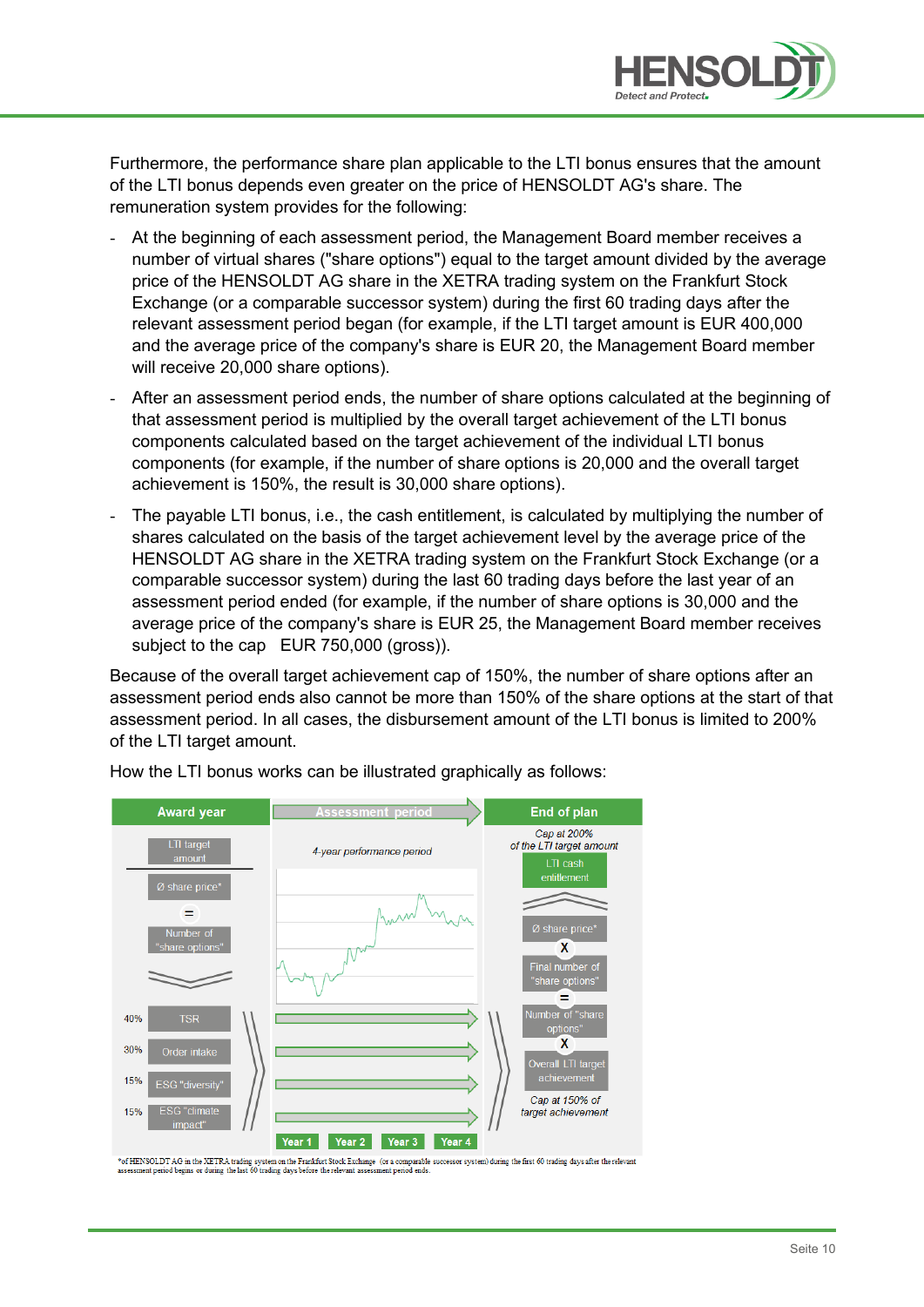Furthermore, the performance share plan applicable to the LTI bonus ensures that the amount of the LTI bonus depends even greater on the price of HENSOLDT AG's share. The remuneration system provides for the following:

- At the beginning of each assessment period, the Management Board member receives a number of virtual shares ("share options") equal to the target amount divided by the average price of the HENSOLDT AG share in the XETRA trading system on the Frankfurt Stock Exchange (or a comparable successor system) during the first 60 trading days after the relevant assessment period began (for example, if the LTI target amount is EUR 400,000 and the average price of the company's share is EUR 20, the Management Board member will receive 20,000 share options).
- After an assessment period ends, the number of share options calculated at the beginning of that assessment period is multiplied by the overall target achievement of the LTI components calculated based on the target achievement of the individual LTI bonus components (for example, if the number of share options is 20,000 and the overall target achievement is 150%, the result is 30,000 share options).
- The payable LTI bonus, i.e., the cash entitlement, is calculated by multiplying the number of shares calculated on the basis of the target achievement level by the average price of the HENSOLDT AG share in the XETRA trading system on the Frankfurt Stock Exchange (or a comparable successor system) during the last 60 trading days before the last year of an assessment period ended (for example, if the number of share options is 30,000 and the average price of the company's share is EUR 25, the Management Board member receives subject to the cap EUR 750,000 (gross)).

Because of the overall target achievement cap of 150%, the number of share options after an assessment period ends also cannot be more than 150% of the share options at the start of that assessment period. In all cases, the disbursement amount of the LTI bonus is limited to 200% of the LTI target amount.

How the LTI bonus works can be illustrated graphically as follows:

| Award year | | Assessment period | End of plan |
|---|---|---|---|
| | LTI target amount / Ø share price* = Number of "share options" | 4-year performance period | Cap at 200% of the LTI target amount: LTI cash entitlement = Ø share price* X Final number of "share options" = Number of "share options" X Overall LTI target achievement (Cap at 150% of target achievement) |
| 40% | TSR | → | |
| 30% | Order intake | → | |
| 15% | ESG "diversity" | → | |
| 15% | ESG "climate impact" | → | |
| | | Year 1, Year 2, Year 3, Year 4 | |

*of HENSOLDT AG in the XETRA trading system on the Frankfurt Stock Exchange (or a comparable successor system) during the first 60 trading days after the relevant assessment period begins or during the last 60 trading days before the relevant assessment period ends.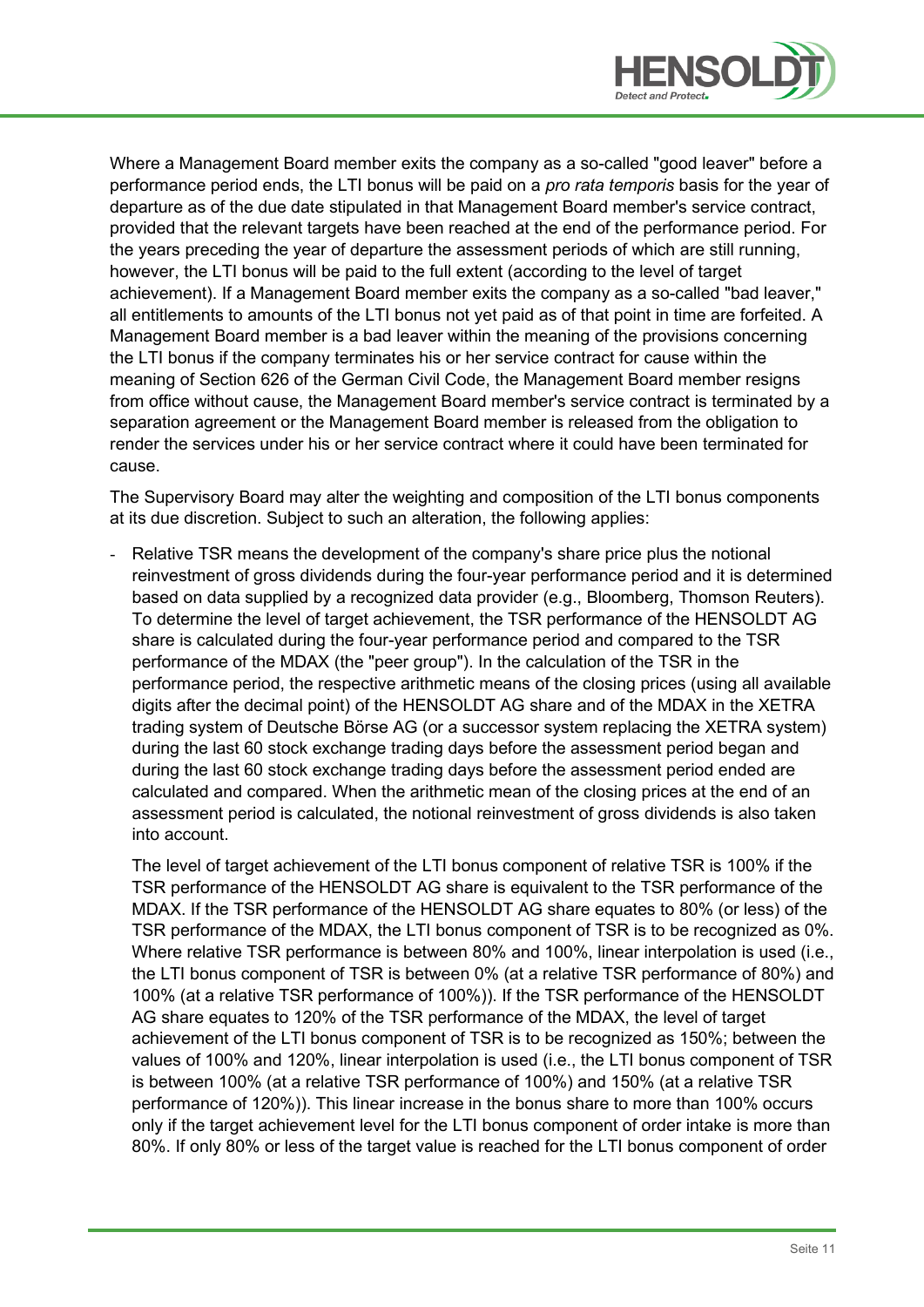Where a Management Board member exits the company as a so-called "good leaver" before a performance period ends, the LTI bonus will be paid on a *pro rata temporis* basis for the year of departure as of the due date stipulated in that Management Board member's service contract, provided that the relevant targets have been reached at the end of the performance period. For the years preceding the year of departure the assessment periods of which are still running, however, the LTI bonus will be paid to the full extent (according to the level of target achievement). If a Management Board member exits the company as a so-called "bad leaver," all entitlements to amounts of the LTI bonus not yet paid as of that point in time are forfeited. A Management Board member is a bad leaver within the meaning of the provisions concerning the LTI bonus if the company terminates his or her service contract for cause within the meaning of Section 626 of the German Civil Code, the Management Board member resigns from office without cause, the Management Board member's service contract is terminated by a separation agreement or the Management Board member is released from the obligation to render the services under his or her service contract where it could have been terminated for cause.

The Supervisory Board may alter the weighting and composition of the LTI bonus components at its due discretion. Subject to such an alteration, the following applies:

- Relative TSR means the development of the company's share price plus the notional reinvestment of gross dividends during the four-year performance period and it is determined based on data supplied by a recognized data provider (e.g., Bloomberg, Thomson Reuters). To determine the level of target achievement, the TSR performance of the HENSOLDT AG share is calculated during the four-year performance period and compared to the TSR performance of the MDAX (the "peer group"). In the calculation of the TSR in the performance period, the respective arithmetic means of the closing prices (using all available digits after the decimal point) of the HENSOLDT AG share and of the MDAX in the XETRA trading system of Deutsche Börse AG (or a successor system replacing the XETRA system) during the last 60 stock exchange trading days before the assessment period began and during the last 60 stock exchange trading days before the assessment period ended are calculated and compared. When the arithmetic mean of the closing prices at the end of an assessment period is calculated, the notional reinvestment of gross dividends is also taken into account.

  The level of target achievement of the LTI bonus component of relative TSR is 100% if the TSR performance of the HENSOLDT AG share is equivalent to the TSR performance of the MDAX. If the TSR performance of the HENSOLDT AG share equates to 80% (or less) of the TSR performance of the MDAX, the LTI bonus component of TSR is to be recognized as 0%. Where relative TSR performance is between 80% and 100%, linear interpolation is used (i.e., the LTI bonus component of TSR is between 0% (at a relative TSR performance of 80%) and 100% (at a relative TSR performance of 100%)). If the TSR performance of the HENSOLDT AG share equates to 120% of the TSR performance of the MDAX, the level of target achievement of the LTI bonus component of TSR is to be recognized as 150%; between the values of 100% and 120%, linear interpolation is used (i.e., the LTI bonus component of TSR is between 100% (at a relative TSR performance of 100%) and 150% (at a relative TSR performance of 120%)). This linear increase in the bonus share to more than 100% occurs only if the target achievement level for the LTI bonus component of order intake is more than 80%. If only 80% or less of the target value is reached for the LTI bonus component of order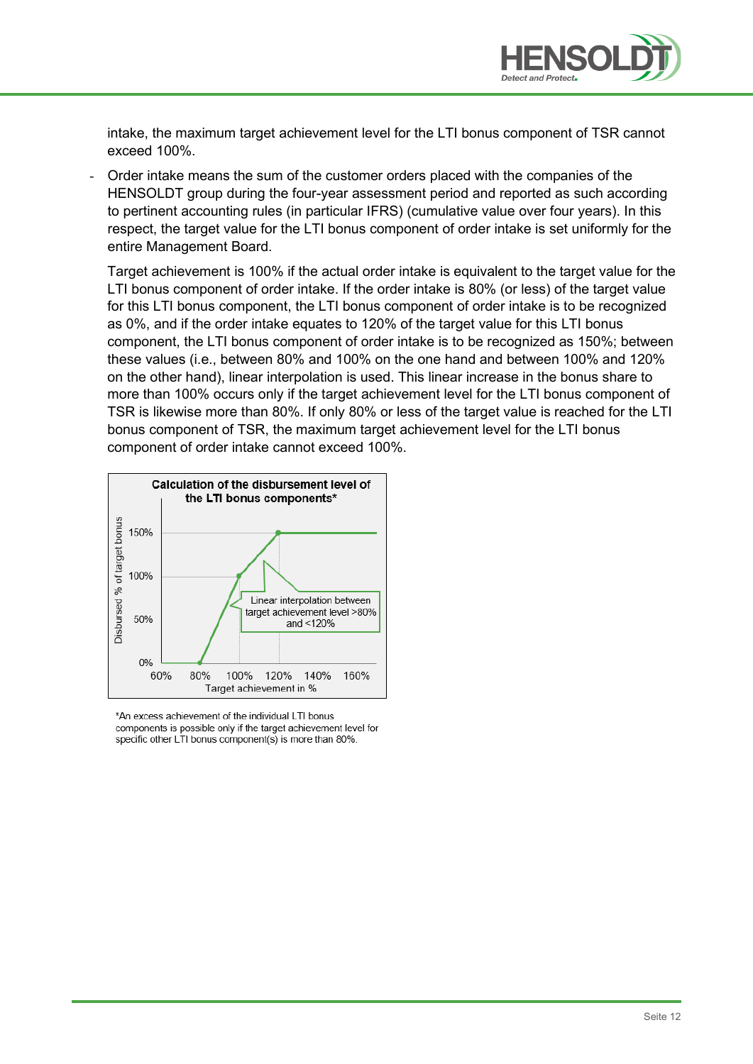intake, the maximum target achievement level for the LTI bonus component of TSR cannot exceed 100%.

- Order intake means the sum of the customer orders placed with the companies of the HENSOLDT group during the four-year assessment period and reported as such according to pertinent accounting rules (in particular IFRS) (cumulative value over four years). In this respect, the target value for the LTI bonus component of order intake is set uniformly for the entire Management Board.

  Target achievement is 100% if the actual order intake is equivalent to the target value for the LTI bonus component of order intake. If the order intake is 80% (or less) of the target value for this LTI bonus component, the LTI bonus component of order intake is to be recognized as 0%, and if the order intake equates to 120% of the target value for this LTI bonus component, the LTI bonus component of order intake is to be recognized as 150%; between these values (i.e., between 80% and 100% on the one hand and between 100% and 120% on the other hand), linear interpolation is used. This linear increase in the bonus share to more than 100% occurs only if the target achievement level for the LTI bonus component of TSR is likewise more than 80%. If only 80% or less of the target value is reached for the LTI bonus component of TSR, the maximum target achievement level for the LTI bonus component of order intake cannot exceed 100%.

**Calculation of the disbursement level of the LTI bonus components***

Disbursed % of target bonus: 0%, 50%, 100%, 150%

Target achievement in %: 60%, 80%, 100%, 120%, 140%, 160%

Linear interpolation between target achievement level >80% and <120%

*An excess achievement of the individual LTI bonus components is possible only if the target achievement level for specific other LTI bonus component(s) is more than 80%.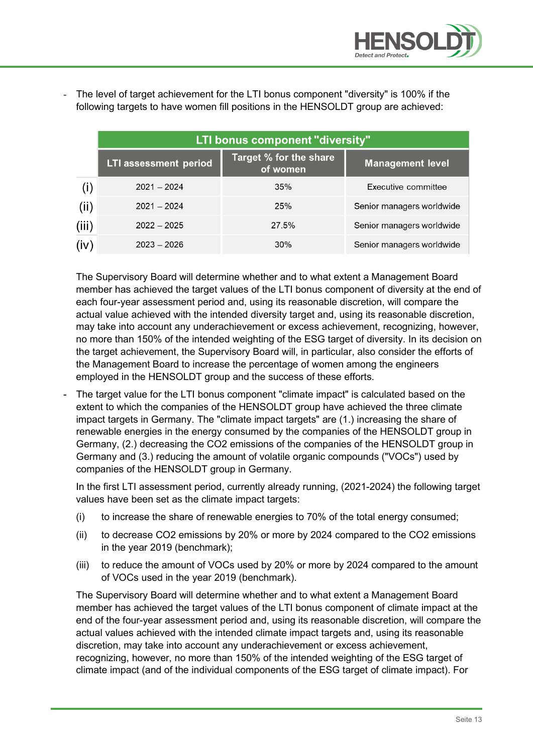- The level of target achievement for the LTI bonus component "diversity" is 100% if the following targets to have women fill positions in the HENSOLDT group are achieved:

| | LTI bonus component "diversity" | | |
|---|---|---|---|
| | LTI assessment period | Target % for the share of women | Management level |
| (i) | 2021 – 2024 | 35% | Executive committee |
| (ii) | 2021 – 2024 | 25% | Senior managers worldwide |
| (iii) | 2022 – 2025 | 27.5% | Senior managers worldwide |
| (iv) | 2023 – 2026 | 30% | Senior managers worldwide |

The Supervisory Board will determine whether and to what extent a Management Board member has achieved the target values of the LTI bonus component of diversity at the end of each four-year assessment period and, using its reasonable discretion, will compare the actual value achieved with the intended diversity target and, using its reasonable discretion, may take into account any underachievement or excess achievement, recognizing, however, no more than 150% of the intended weighting of the ESG target of diversity. In its decision on the target achievement, the Supervisory Board will, in particular, also consider the efforts of the Management Board to increase the percentage of women among the engineers employed in the HENSOLDT group and the success of these efforts.

- The target value for the LTI bonus component "climate impact" is calculated based on the extent to which the companies of the HENSOLDT group have achieved the three climate impact targets in Germany. The "climate impact targets" are (1.) increasing the share of renewable energies in the energy consumed by the companies of the HENSOLDT group in Germany, (2.) decreasing the CO2 emissions of the companies of the HENSOLDT group in Germany and (3.) reducing the amount of volatile organic compounds ("VOCs") used by companies of the HENSOLDT group in Germany.

  In the first LTI assessment period, currently already running, (2021-2024) the following target values have been set as the climate impact targets:

  (i) to increase the share of renewable energies to 70% of the total energy consumed;

  (ii) to decrease CO2 emissions by 20% or more by 2024 compared to the CO2 emissions in the year 2019 (benchmark);

  (iii) to reduce the amount of VOCs used by 20% or more by 2024 compared to the amount of VOCs used in the year 2019 (benchmark).

  The Supervisory Board will determine whether and to what extent a Management Board member has achieved the target values of the LTI bonus component of climate impact at the end of the four-year assessment period and, using its reasonable discretion, will compare the actual values achieved with the intended climate impact targets and, using its reasonable discretion, may take into account any underachievement or excess achievement, recognizing, however, no more than 150% of the intended weighting of the ESG target of climate impact (and of the individual components of the ESG target of climate impact). For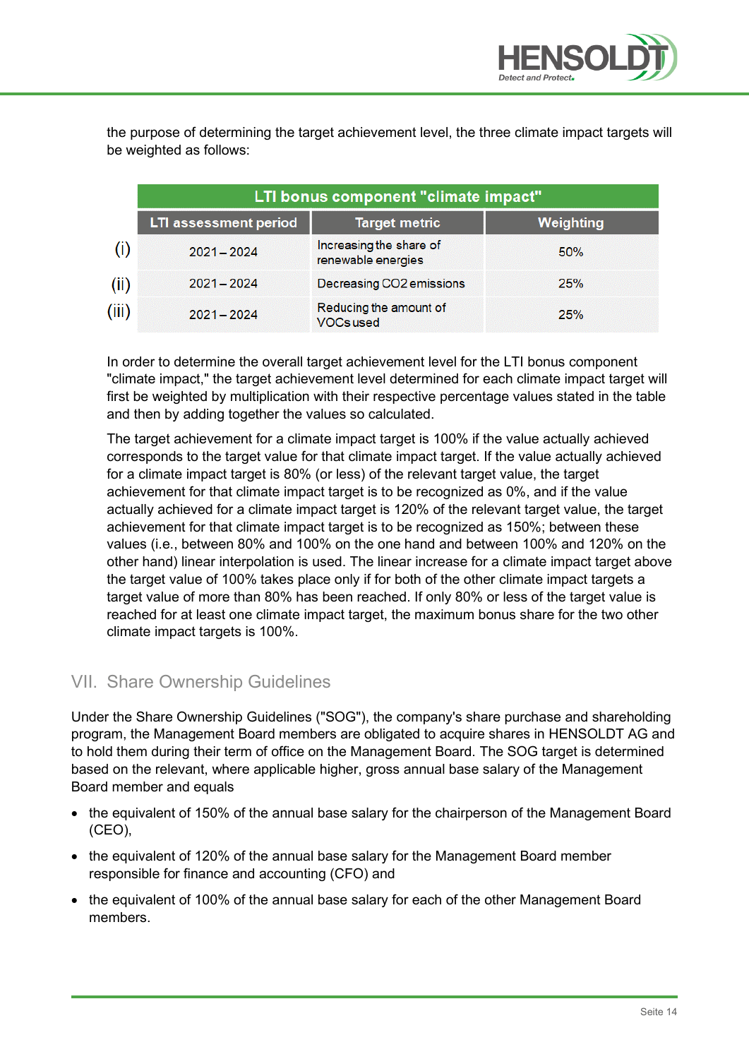the purpose of determining the target achievement level, the three climate impact targets will be weighted as follows:

| | LTI bonus component "climate impact" | | |
|---|---|---|---|
| | LTI assessment period | Target metric | Weighting |
| (i) | 2021 – 2024 | Increasing the share of renewable energies | 50% |
| (ii) | 2021 – 2024 | Decreasing $CO_2$ emissions | 25% |
| (iii) | 2021 – 2024 | Reducing the amount of VOCs used | 25% |

In order to determine the overall target achievement level for the LTI bonus component "climate impact," the target achievement level determined for each climate impact target will first be weighted by multiplication with their respective percentage values stated in the table and then by adding together the values so calculated.

The target achievement for a climate impact target is 100% if the value actually achieved corresponds to the target value for that climate impact target. If the value actually achieved for a climate impact target is 80% (or less) of the relevant target value, the target achievement for that climate impact target is to be recognized as 0%, and if the value actually achieved for a climate impact target is 120% of the relevant target value, the target achievement for that climate impact target is to be recognized as 150%; between these values (i.e., between 80% and 100% on the one hand and between 100% and 120% on the other hand) linear interpolation is used. The linear increase for a climate impact target above the target value of 100% takes place only if for both of the other climate impact targets a target value of more than 80% has been reached. If only 80% or less of the target value is reached for at least one climate impact target, the maximum bonus share for the two other climate impact targets is 100%.

## VII. Share Ownership Guidelines

Under the Share Ownership Guidelines ("SOG"), the company's share purchase and shareholding program, the Management Board members are obligated to acquire shares in HENSOLDT AG and to hold them during their term of office on the Management Board. The SOG target is determined based on the relevant, where applicable higher, gross annual base salary of the Management Board member and equals

- the equivalent of 150% of the annual base salary for the chairperson of the Management Board (CEO),
- the equivalent of 120% of the annual base salary for the Management Board member responsible for finance and accounting (CFO) and
- the equivalent of 100% of the annual base salary for each of the other Management Board members.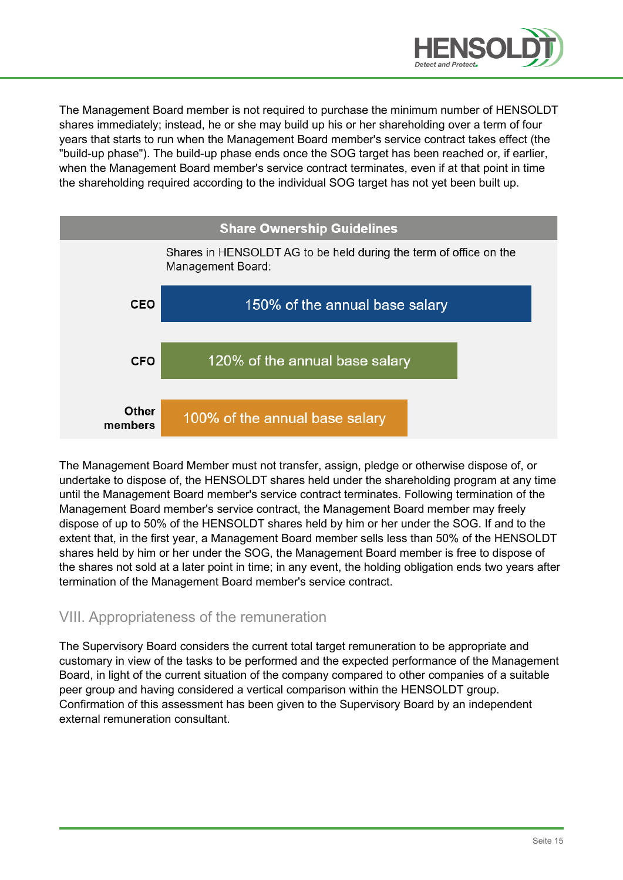The Management Board member is not required to purchase the minimum number of HENSOLDT shares immediately; instead, he or she may build up his or her shareholding over a term of four years that starts to run when the Management Board member's service contract takes effect (the "build-up phase"). The build-up phase ends once the SOG target has been reached or, if earlier, when the Management Board member's service contract terminates, even if at that point in time the shareholding required according to the individual SOG target has not yet been built up.

| Share Ownership Guidelines | |
|---|---|
| | Shares in HENSOLDT AG to be held during the term of office on the Management Board: |
| **CEO** | 150% of the annual base salary |
| **CFO** | 120% of the annual base salary |
| **Other members** | 100% of the annual base salary |

The Management Board Member must not transfer, assign, pledge or otherwise dispose of, or undertake to dispose of, the HENSOLDT shares held under the shareholding program at any time until the Management Board member's service contract terminates. Following termination of the Management Board member's service contract, the Management Board member may freely dispose of up to 50% of the HENSOLDT shares held by him or her under the SOG. If and to the extent that, in the first year, a Management Board member sells less than 50% of the HENSOLDT shares held by him or her under the SOG, the Management Board member is free to dispose of the shares not sold at a later point in time; in any event, the holding obligation ends two years after termination of the Management Board member's service contract.

## VIII. Appropriateness of the remuneration

The Supervisory Board considers the current total target remuneration to be appropriate and customary in view of the tasks to be performed and the expected performance of the Management Board, in light of the current situation of the company compared to other companies of a suitable peer group and having considered a vertical comparison within the HENSOLDT group. Confirmation of this assessment has been given to the Supervisory Board by an independent external remuneration consultant.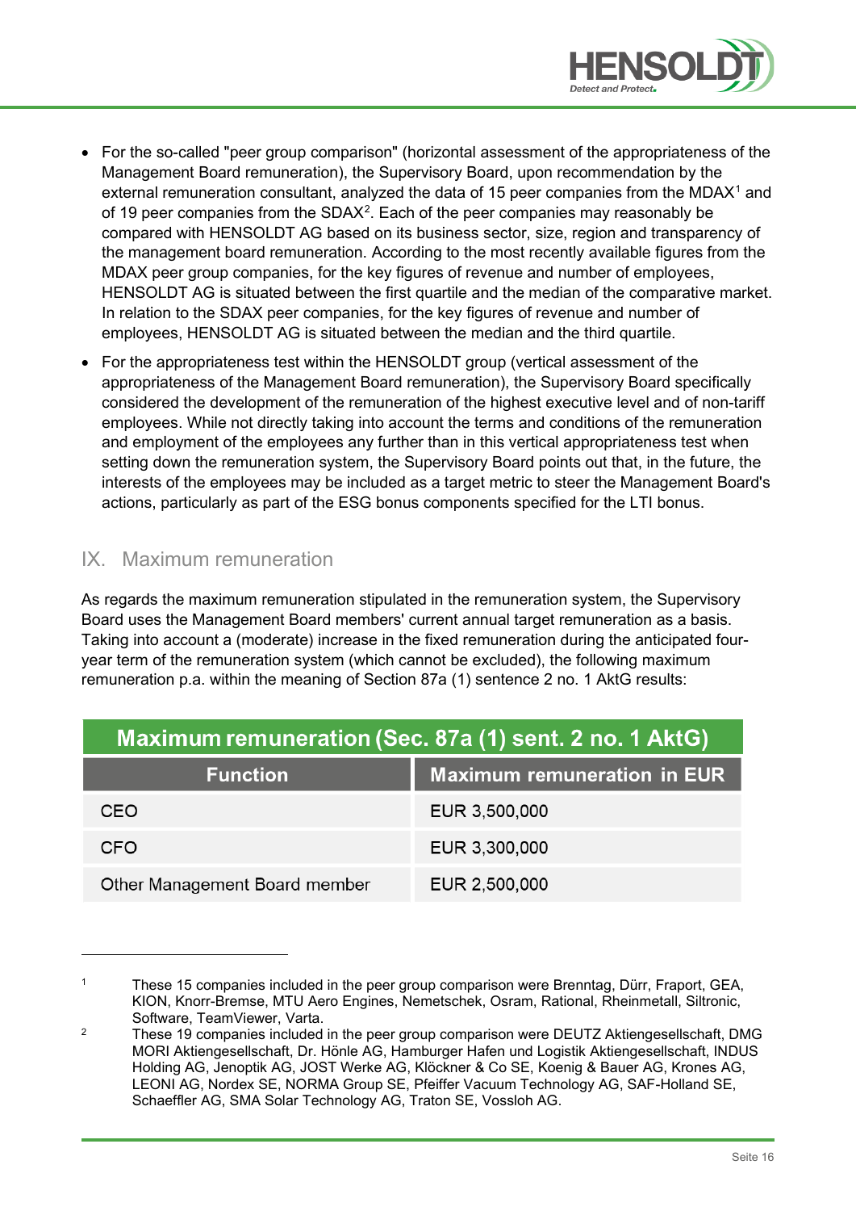- For the so-called "peer group comparison" (horizontal assessment of the appropriateness of the Management Board remuneration), the Supervisory Board, upon recommendation by the external remuneration consultant, analyzed the data of 15 peer companies from the MDAX[1] and of 19 peer companies from the SDAX[2]. Each of the peer companies may reasonably be compared with HENSOLDT AG based on its business sector, size, region and transparency of the management board remuneration. According to the most recently available figures from the MDAX peer group companies, for the key figures of revenue and number of employees, HENSOLDT AG is situated between the first quartile and the median of the comparative market. In relation to the SDAX peer companies, for the key figures of revenue and number of employees, HENSOLDT AG is situated between the median and the third quartile.
- For the appropriateness test within the HENSOLDT group (vertical assessment of the appropriateness of the Management Board remuneration), the Supervisory Board specifically considered the development of the remuneration of the highest executive level and of non-tariff employees. While not directly taking into account the terms and conditions of the remuneration and employment of the employees any further than in this vertical appropriateness test when setting down the remuneration system, the Supervisory Board points out that, in the future, the interests of the employees may be included as a target metric to steer the Management Board's actions, particularly as part of the ESG bonus components specified for the LTI bonus.

## IX. Maximum remuneration

As regards the maximum remuneration stipulated in the remuneration system, the Supervisory Board uses the Management Board members' current annual target remuneration as a basis. Taking into account a (moderate) increase in the fixed remuneration during the anticipated four-year term of the remuneration system (which cannot be excluded), the following maximum remuneration p.a. within the meaning of Section 87a (1) sentence 2 no. 1 AktG results:

| Maximum remuneration (Sec. 87a (1) sent. 2 no. 1 AktG) | |
|---|---|
| **Function** | **Maximum remuneration in EUR** |
| CEO | EUR 3,500,000 |
| CFO | EUR 3,300,000 |
| Other Management Board member | EUR 2,500,000 |

---

[1] These 15 companies included in the peer group comparison were Brenntag, Dürr, Fraport, GEA, KION, Knorr-Bremse, MTU Aero Engines, Nemetschek, Osram, Rational, Rheinmetall, Siltronic, Software, TeamViewer, Varta.

[2] These 19 companies included in the peer group comparison were DEUTZ Aktiengesellschaft, DMG MORI Aktiengesellschaft, Dr. Hönle AG, Hamburger Hafen und Logistik Aktiengesellschaft, INDUS Holding AG, Jenoptik AG, JOST Werke AG, Klöckner & Co SE, Koenig & Bauer AG, Krones AG, LEONI AG, Nordex SE, NORMA Group SE, Pfeiffer Vacuum Technology AG, SAF-Holland SE, Schaeffler AG, SMA Solar Technology AG, Traton SE, Vossloh AG.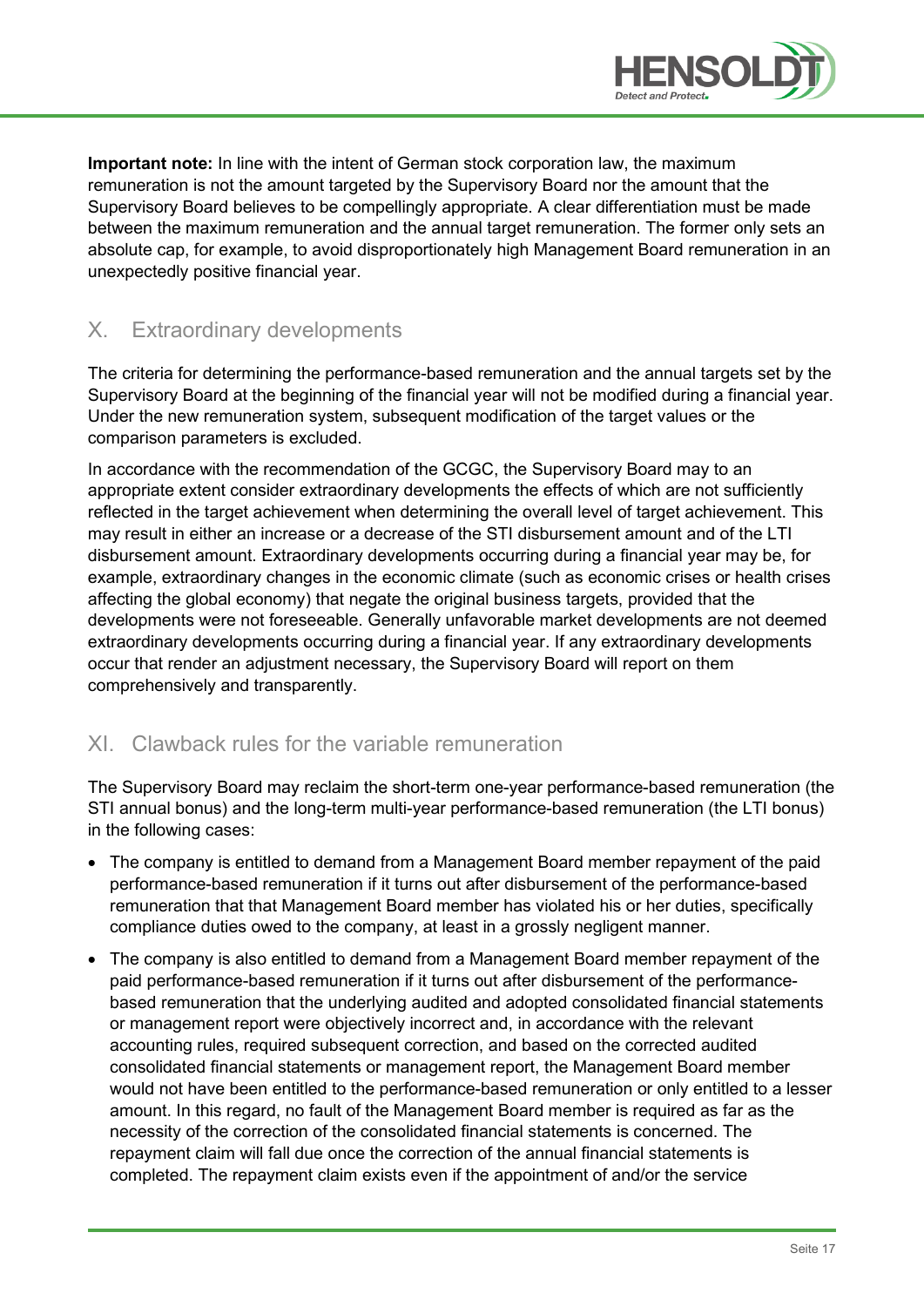**Important note:** In line with the intent of German stock corporation law, the maximum remuneration is not the amount targeted by the Supervisory Board nor the amount that the Supervisory Board believes to be compellingly appropriate. A clear differentiation must be made between the maximum remuneration and the annual target remuneration. The former only sets an absolute cap, for example, to avoid disproportionately high Management Board remuneration in an unexpectedly positive financial year.

## X. Extraordinary developments

The criteria for determining the performance-based remuneration and the annual targets set by the Supervisory Board at the beginning of the financial year will not be modified during a financial year. Under the new remuneration system, subsequent modification of the target values or the comparison parameters is excluded.

In accordance with the recommendation of the GCGC, the Supervisory Board may to an appropriate extent consider extraordinary developments the effects of which are not sufficiently reflected in the target achievement when determining the overall level of target achievement. This may result in either an increase or a decrease of the STI disbursement amount and of the LTI disbursement amount. Extraordinary developments occurring during a financial year may be, for example, extraordinary changes in the economic climate (such as economic crises or health crises affecting the global economy) that negate the original business targets, provided that the developments were not foreseeable. Generally unfavorable market developments are not deemed extraordinary developments occurring during a financial year. If any extraordinary developments occur that render an adjustment necessary, the Supervisory Board will report on them comprehensively and transparently.

## XI. Clawback rules for the variable remuneration

The Supervisory Board may reclaim the short-term one-year performance-based remuneration (the STI annual bonus) and the long-term multi-year performance-based remuneration (the LTI bonus) in the following cases:

- The company is entitled to demand from a Management Board member repayment of the paid performance-based remuneration if it turns out after disbursement of the performance-based remuneration that that Management Board member has violated his or her duties, specifically compliance duties owed to the company, at least in a grossly negligent manner.
- The company is also entitled to demand from a Management Board member repayment of the paid performance-based remuneration if it turns out after disbursement of the performance-based remuneration that the underlying audited and adopted consolidated financial statements or management report were objectively incorrect and, in accordance with the relevant accounting rules, required subsequent correction, and based on the corrected audited consolidated financial statements or management report, the Management Board member would not have been entitled to the performance-based remuneration or only entitled to a lesser amount. In this regard, no fault of the Management Board member is required as far as the necessity of the correction of the consolidated financial statements is concerned. The repayment claim will fall due once the correction of the annual financial statements is completed. The repayment claim exists even if the appointment of and/or the service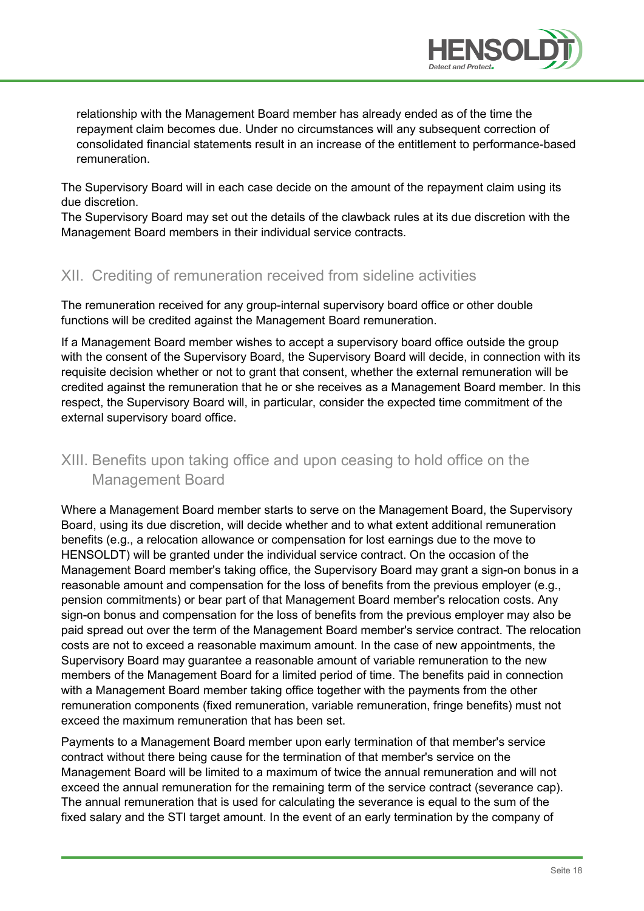relationship with the Management Board member has already ended as of the time the repayment claim becomes due. Under no circumstances will any subsequent correction of consolidated financial statements result in an increase of the entitlement to performance-based remuneration.

The Supervisory Board will in each case decide on the amount of the repayment claim using its due discretion.
The Supervisory Board may set out the details of the clawback rules at its due discretion with the Management Board members in their individual service contracts.

## XII. Crediting of remuneration received from sideline activities

The remuneration received for any group-internal supervisory board office or other double functions will be credited against the Management Board remuneration.

If a Management Board member wishes to accept a supervisory board office outside the group with the consent of the Supervisory Board, the Supervisory Board will decide, in connection with its requisite decision whether or not to grant that consent, whether the external remuneration will be credited against the remuneration that he or she receives as a Management Board member. In this respect, the Supervisory Board will, in particular, consider the expected time commitment of the external supervisory board office.

## XIII. Benefits upon taking office and upon ceasing to hold office on the Management Board

Where a Management Board member starts to serve on the Management Board, the Supervisory Board, using its due discretion, will decide whether and to what extent additional remuneration benefits (e.g., a relocation allowance or compensation for lost earnings due to the move to HENSOLDT) will be granted under the individual service contract. On the occasion of the Management Board member's taking office, the Supervisory Board may grant a sign-on bonus in a reasonable amount and compensation for the loss of benefits from the previous employer (e.g., pension commitments) or bear part of that Management Board member's relocation costs. Any sign-on bonus and compensation for the loss of benefits from the previous employer may also be paid spread out over the term of the Management Board member's service contract. The relocation costs are not to exceed a reasonable maximum amount. In the case of new appointments, the Supervisory Board may guarantee a reasonable amount of variable remuneration to the new members of the Management Board for a limited period of time. The benefits paid in connection with a Management Board member taking office together with the payments from the other remuneration components (fixed remuneration, variable remuneration, fringe benefits) must not exceed the maximum remuneration that has been set.

Payments to a Management Board member upon early termination of that member's service contract without there being cause for the termination of that member's service on the Management Board will be limited to a maximum of twice the annual remuneration and will not exceed the annual remuneration for the remaining term of the service contract (severance cap). The annual remuneration that is used for calculating the severance is equal to the sum of the fixed salary and the STI target amount. In the event of an early termination by the company of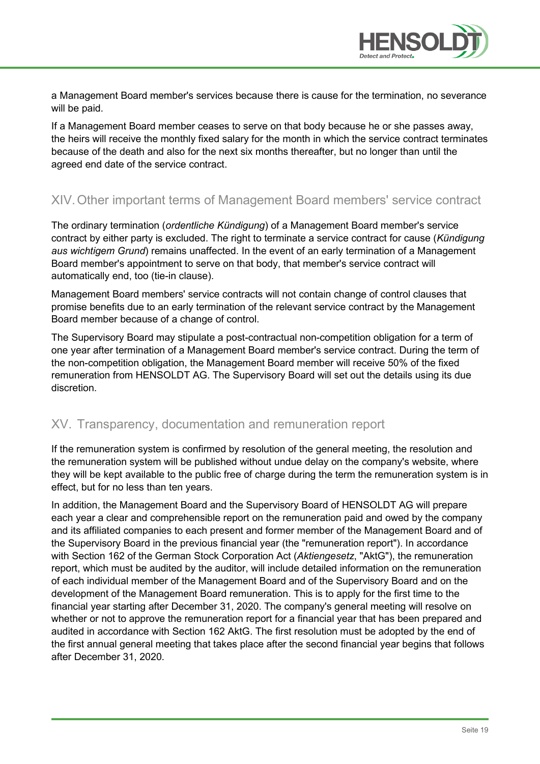a Management Board member's services because there is cause for the termination, no severance will be paid.

If a Management Board member ceases to serve on that body because he or she passes away, the heirs will receive the monthly fixed salary for the month in which the service contract terminates because of the death and also for the next six months thereafter, but no longer than until the agreed end date of the service contract.

## XIV. Other important terms of Management Board members' service contract

The ordinary termination (*ordentliche Kündigung*) of a Management Board member's service contract by either party is excluded. The right to terminate a service contract for cause (*Kündigung aus wichtigem Grund*) remains unaffected. In the event of an early termination of a Management Board member's appointment to serve on that body, that member's service contract will automatically end, too (tie-in clause).

Management Board members' service contracts will not contain change of control clauses that promise benefits due to an early termination of the relevant service contract by the Management Board member because of a change of control.

The Supervisory Board may stipulate a post-contractual non-competition obligation for a term of one year after termination of a Management Board member's service contract. During the term of the non-competition obligation, the Management Board member will receive 50% of the fixed remuneration from HENSOLDT AG. The Supervisory Board will set out the details using its due discretion.

## XV. Transparency, documentation and remuneration report

If the remuneration system is confirmed by resolution of the general meeting, the resolution and the remuneration system will be published without undue delay on the company's website, where they will be kept available to the public free of charge during the term the remuneration system is in effect, but for no less than ten years.

In addition, the Management Board and the Supervisory Board of HENSOLDT AG will prepare each year a clear and comprehensible report on the remuneration paid and owed by the company and its affiliated companies to each present and former member of the Management Board and of the Supervisory Board in the previous financial year (the "remuneration report"). In accordance with Section 162 of the German Stock Corporation Act (*Aktiengesetz*, "AktG"), the remuneration report, which must be audited by the auditor, will include detailed information on the remuneration of each individual member of the Management Board and of the Supervisory Board and on the development of the Management Board remuneration. This is to apply for the first time to the financial year starting after December 31, 2020. The company's general meeting will resolve on whether or not to approve the remuneration report for a financial year that has been prepared and audited in accordance with Section 162 AktG. The first resolution must be adopted by the end of the first annual general meeting that takes place after the second financial year begins that follows after December 31, 2020.